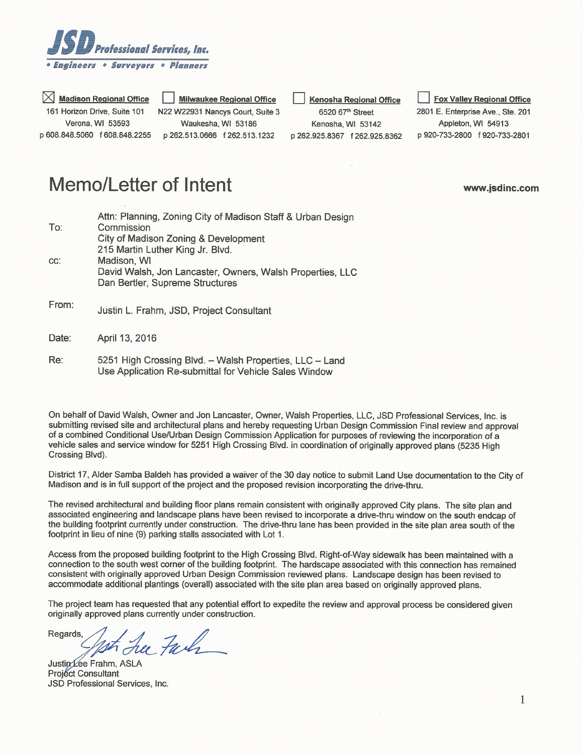# JSD Professional Services, Inc.

**• Engineers • Surveyors • Planners**

| ☒ **Madison Regional Office** | ☐ **Milwaukee Regional Office** | ☐ **Kenosha Regional Office** | ☐ **Fox Valley Regional Office** |
|---|---|---|---|
| 161 Horizon Drive, Suite 101 | N22 W22931 Nancys Court, Suite 3 | 6520 67th Street | 2801 E. Enterprise Ave., Ste. 201 |
| Verona, WI 53593 | Waukesha, WI 53186 | Kenosha, WI 53142 | Appleton, WI 54913 |
| p 608.848.5060 f 608.848.2255 | p 262.513.0666 f 262.513.1232 | p 262.925.8367 f 262.925.8362 | p 920-733-2800 f 920-733-2801 |

# Memo/Letter of Intent

**www.jsdinc.com**

**To:** Attn: Planning, Zoning City of Madison Staff & Urban Design Commission
City of Madison Zoning & Development
215 Martin Luther King Jr. Blvd.
Madison, WI

**cc:** David Walsh, Jon Lancaster, Owners, Walsh Properties, LLC
Dan Bertler, Supreme Structures

**From:** Justin L. Frahm, JSD, Project Consultant

**Date:** April 13, 2016

**Re:** 5251 High Crossing Blvd. – Walsh Properties, LLC – Land Use Application Re-submittal for Vehicle Sales Window

On behalf of David Walsh, Owner and Jon Lancaster, Owner, Walsh Properties, LLC, JSD Professional Services, Inc. is submitting revised site and architectural plans and hereby requesting Urban Design Commission Final review and approval of a combined Conditional Use/Urban Design Commission Application for purposes of reviewing the incorporation of a vehicle sales and service window for 5251 High Crossing Blvd. in coordination of originally approved plans (5235 High Crossing Blvd).

District 17, Alder Samba Baldeh has provided a waiver of the 30 day notice to submit Land Use documentation to the City of Madison and is in full support of the project and the proposed revision incorporating the drive-thru.

The revised architectural and building floor plans remain consistent with originally approved City plans. The site plan and associated engineering and landscape plans have been revised to incorporate a drive-thru window on the south endcap of the building footprint currently under construction. The drive-thru lane has been provided in the site plan area south of the footprint in lieu of nine (9) parking stalls associated with Lot 1.

Access from the proposed building footprint to the High Crossing Blvd. Right-of-Way sidewalk has been maintained with a connection to the south west corner of the building footprint. The hardscape associated with this connection has remained consistent with originally approved Urban Design Commission reviewed plans. Landscape design has been revised to accommodate additional plantings (overall) associated with the site plan area based on originally approved plans.

The project team has requested that any potential effort to expedite the review and approval process be considered given originally approved plans currently under construction.

Regards,

Justin Lee Frahm, ASLA
Project Consultant
JSD Professional Services, Inc.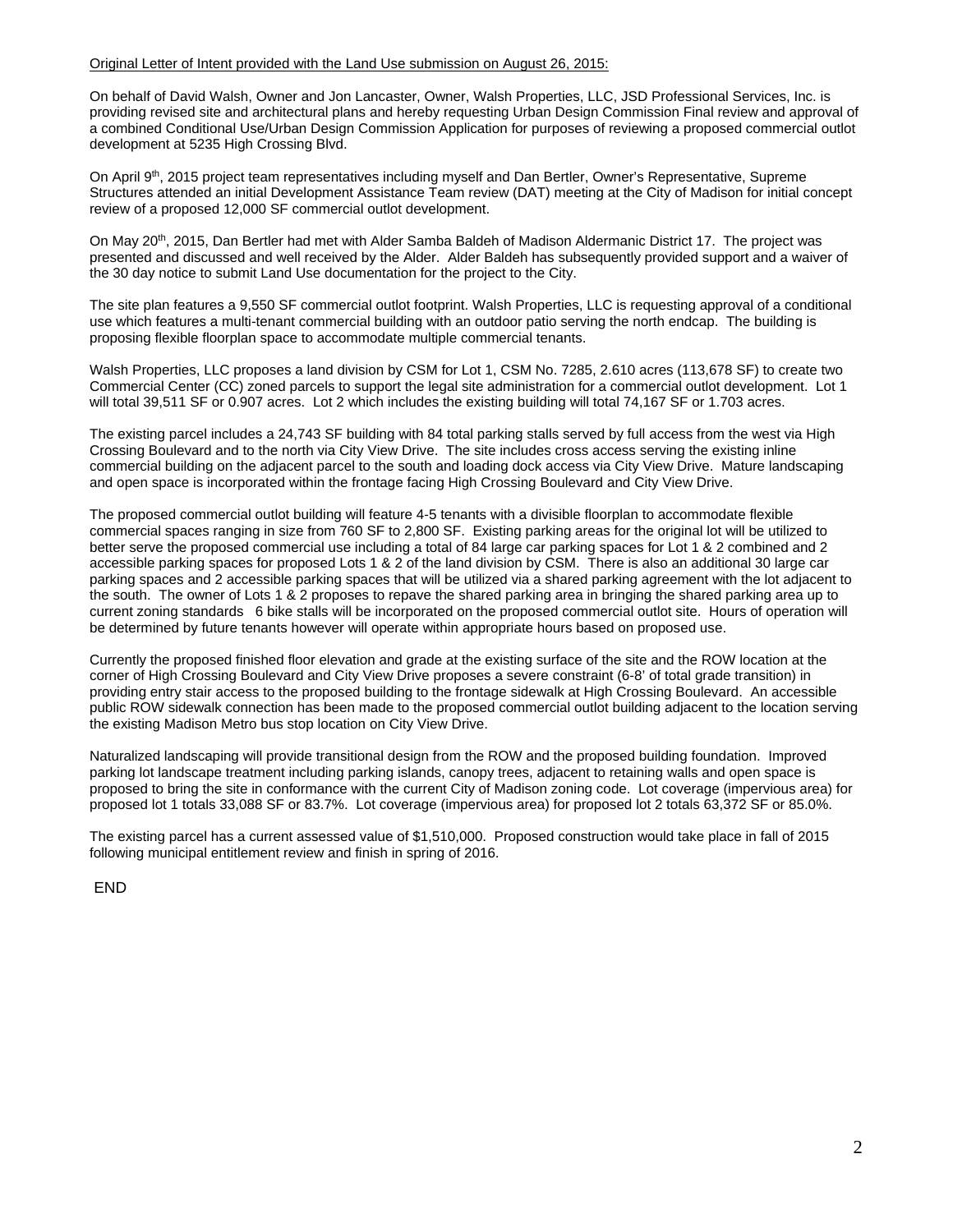Original Letter of Intent provided with the Land Use submission on August 26, 2015:

On behalf of David Walsh, Owner and Jon Lancaster, Owner, Walsh Properties, LLC, JSD Professional Services, Inc. is providing revised site and architectural plans and hereby requesting Urban Design Commission Final review and approval of a combined Conditional Use/Urban Design Commission Application for purposes of reviewing a proposed commercial outlot development at 5235 High Crossing Blvd.

On April 9th, 2015 project team representatives including myself and Dan Bertler, Owner's Representative, Supreme Structures attended an initial Development Assistance Team review (DAT) meeting at the City of Madison for initial concept review of a proposed 12,000 SF commercial outlot development.

On May 20th, 2015, Dan Bertler had met with Alder Samba Baldeh of Madison Aldermanic District 17. The project was presented and discussed and well received by the Alder. Alder Baldeh has subsequently provided support and a waiver of the 30 day notice to submit Land Use documentation for the project to the City.

The site plan features a 9,550 SF commercial outlot footprint. Walsh Properties, LLC is requesting approval of a conditional use which features a multi-tenant commercial building with an outdoor patio serving the north endcap. The building is proposing flexible floorplan space to accommodate multiple commercial tenants.

Walsh Properties, LLC proposes a land division by CSM for Lot 1, CSM No. 7285, 2.610 acres (113,678 SF) to create two Commercial Center (CC) zoned parcels to support the legal site administration for a commercial outlot development. Lot 1 will total 39,511 SF or 0.907 acres. Lot 2 which includes the existing building will total 74,167 SF or 1.703 acres.

The existing parcel includes a 24,743 SF building with 84 total parking stalls served by full access from the west via High Crossing Boulevard and to the north via City View Drive. The site includes cross access serving the existing inline commercial building on the adjacent parcel to the south and loading dock access via City View Drive. Mature landscaping and open space is incorporated within the frontage facing High Crossing Boulevard and City View Drive.

The proposed commercial outlot building will feature 4-5 tenants with a divisible floorplan to accommodate flexible commercial spaces ranging in size from 760 SF to 2,800 SF. Existing parking areas for the original lot will be utilized to better serve the proposed commercial use including a total of 84 large car parking spaces for Lot 1 & 2 combined and 2 accessible parking spaces for proposed Lots 1 & 2 of the land division by CSM. There is also an additional 30 large car parking spaces and 2 accessible parking spaces that will be utilized via a shared parking agreement with the lot adjacent to the south. The owner of Lots 1 & 2 proposes to repave the shared parking area in bringing the shared parking area up to current zoning standards 6 bike stalls will be incorporated on the proposed commercial outlot site. Hours of operation will be determined by future tenants however will operate within appropriate hours based on proposed use.

Currently the proposed finished floor elevation and grade at the existing surface of the site and the ROW location at the corner of High Crossing Boulevard and City View Drive proposes a severe constraint (6-8' of total grade transition) in providing entry stair access to the proposed building to the frontage sidewalk at High Crossing Boulevard. An accessible public ROW sidewalk connection has been made to the proposed commercial outlot building adjacent to the location serving the existing Madison Metro bus stop location on City View Drive.

Naturalized landscaping will provide transitional design from the ROW and the proposed building foundation. Improved parking lot landscape treatment including parking islands, canopy trees, adjacent to retaining walls and open space is proposed to bring the site in conformance with the current City of Madison zoning code. Lot coverage (impervious area) for proposed lot 1 totals 33,088 SF or 83.7%. Lot coverage (impervious area) for proposed lot 2 totals 63,372 SF or 85.0%.

The existing parcel has a current assessed value of $1,510,000. Proposed construction would take place in fall of 2015 following municipal entitlement review and finish in spring of 2016.

END